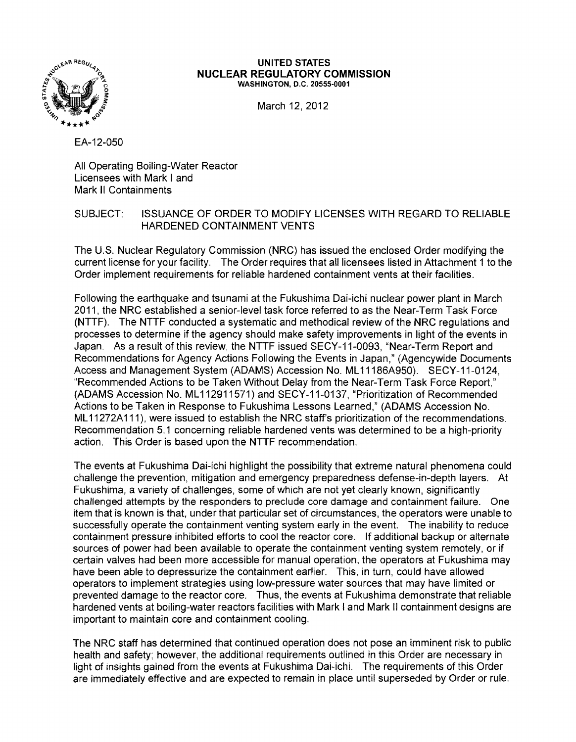**UNITED STATES**
**NUCLEAR REGULATORY COMMISSION**
WASHINGTON, D.C. 20555-0001

March 12, 2012

EA-12-050

All Operating Boiling-Water Reactor Licensees with Mark I and Mark II Containments

SUBJECT: ISSUANCE OF ORDER TO MODIFY LICENSES WITH REGARD TO RELIABLE HARDENED CONTAINMENT VENTS

The U.S. Nuclear Regulatory Commission (NRC) has issued the enclosed Order modifying the current license for your facility. The Order requires that all licensees listed in Attachment 1 to the Order implement requirements for reliable hardened containment vents at their facilities.

Following the earthquake and tsunami at the Fukushima Dai-ichi nuclear power plant in March 2011, the NRC established a senior-level task force referred to as the Near-Term Task Force (NTTF). The NTTF conducted a systematic and methodical review of the NRC regulations and processes to determine if the agency should make safety improvements in light of the events in Japan. As a result of this review, the NTTF issued SECY-11-0093, "Near-Term Report and Recommendations for Agency Actions Following the Events in Japan," (Agencywide Documents Access and Management System (ADAMS) Accession No. ML11186A950). SECY-11-0124, "Recommended Actions to be Taken Without Delay from the Near-Term Task Force Report," (ADAMS Accession No. ML112911571) and SECY-11-0137, "Prioritization of Recommended Actions to be Taken in Response to Fukushima Lessons Learned," (ADAMS Accession No. ML11272A111), were issued to establish the NRC staff's prioritization of the recommendations. Recommendation 5.1 concerning reliable hardened vents was determined to be a high-priority action. This Order is based upon the NTTF recommendation.

The events at Fukushima Dai-ichi highlight the possibility that extreme natural phenomena could challenge the prevention, mitigation and emergency preparedness defense-in-depth layers. At Fukushima, a variety of challenges, some of which are not yet clearly known, significantly challenged attempts by the responders to preclude core damage and containment failure. One item that is known is that, under that particular set of circumstances, the operators were unable to successfully operate the containment venting system early in the event. The inability to reduce containment pressure inhibited efforts to cool the reactor core. If additional backup or alternate sources of power had been available to operate the containment venting system remotely, or if certain valves had been more accessible for manual operation, the operators at Fukushima may have been able to depressurize the containment earlier. This, in turn, could have allowed operators to implement strategies using low-pressure water sources that may have limited or prevented damage to the reactor core. Thus, the events at Fukushima demonstrate that reliable hardened vents at boiling-water reactors facilities with Mark I and Mark II containment designs are important to maintain core and containment cooling.

The NRC staff has determined that continued operation does not pose an imminent risk to public health and safety; however, the additional requirements outlined in this Order are necessary in light of insights gained from the events at Fukushima Dai-ichi. The requirements of this Order are immediately effective and are expected to remain in place until superseded by Order or rule.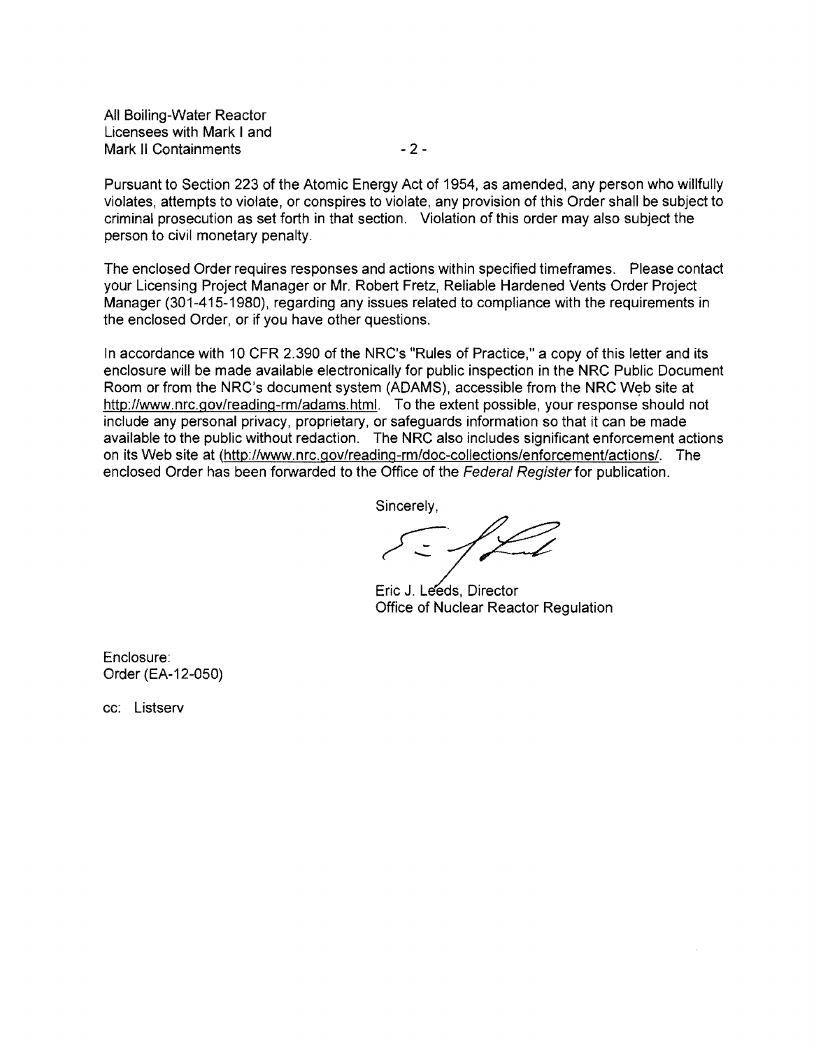Pursuant to Section 223 of the Atomic Energy Act of 1954, as amended, any person who willfully violates, attempts to violate, or conspires to violate, any provision of this Order shall be subject to criminal prosecution as set forth in that section. Violation of this order may also subject the person to civil monetary penalty.

The enclosed Order requires responses and actions within specified timeframes. Please contact your Licensing Project Manager or Mr. Robert Fretz, Reliable Hardened Vents Order Project Manager (301-415-1980), regarding any issues related to compliance with the requirements in the enclosed Order, or if you have other questions.

In accordance with 10 CFR 2.390 of the NRC's "Rules of Practice," a copy of this letter and its enclosure will be made available electronically for public inspection in the NRC Public Document Room or from the NRC's document system (ADAMS), accessible from the NRC Web site at http://www.nrc.gov/reading-rm/adams.html. To the extent possible, your response should not include any personal privacy, proprietary, or safeguards information so that it can be made available to the public without redaction. The NRC also includes significant enforcement actions on its Web site at (http://www.nrc.gov/reading-rm/doc-collections/enforcement/actions/. The enclosed Order has been forwarded to the Office of the *Federal Register* for publication.

Sincerely,

Eric J. Leeds, Director
Office of Nuclear Reactor Regulation

Enclosure:
Order (EA-12-050)

cc: Listserv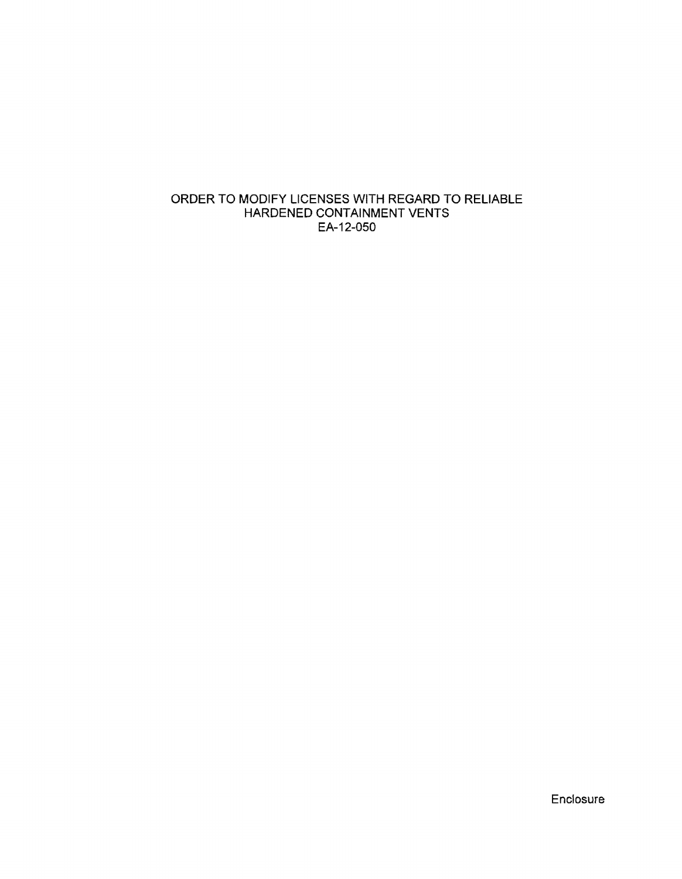# ORDER TO MODIFY LICENSES WITH REGARD TO RELIABLE HARDENED CONTAINMENT VENTS
## EA-12-050

Enclosure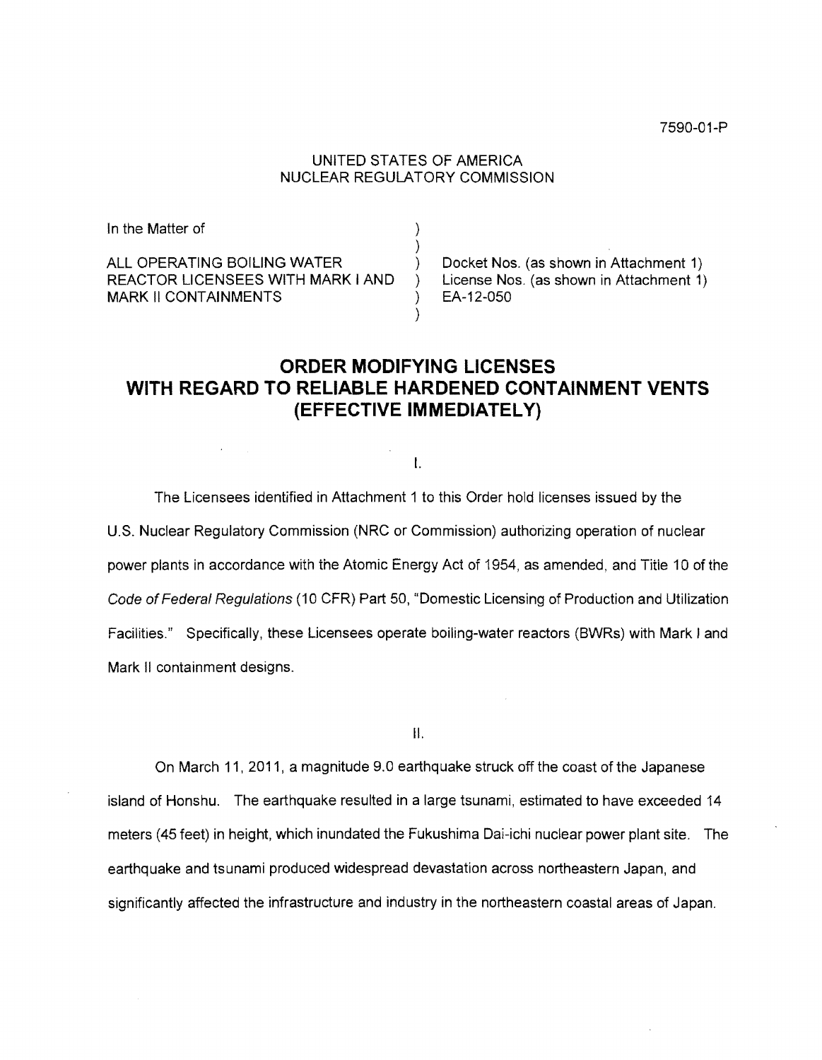7590-01-P

UNITED STATES OF AMERICA
NUCLEAR REGULATORY COMMISSION

| In the Matter of | ) | |
|---|---|---|
| | ) | |
| ALL OPERATING BOILING WATER | ) | Docket Nos. (as shown in Attachment 1) |
| REACTOR LICENSEES WITH MARK I AND | ) | License Nos. (as shown in Attachment 1) |
| MARK II CONTAINMENTS | ) | EA-12-050 |
| | ) | |

# ORDER MODIFYING LICENSES WITH REGARD TO RELIABLE HARDENED CONTAINMENT VENTS (EFFECTIVE IMMEDIATELY)

I.

The Licensees identified in Attachment 1 to this Order hold licenses issued by the U.S. Nuclear Regulatory Commission (NRC or Commission) authorizing operation of nuclear power plants in accordance with the Atomic Energy Act of 1954, as amended, and Title 10 of the *Code of Federal Regulations* (10 CFR) Part 50, "Domestic Licensing of Production and Utilization Facilities." Specifically, these Licensees operate boiling-water reactors (BWRs) with Mark I and Mark II containment designs.

II.

On March 11, 2011, a magnitude 9.0 earthquake struck off the coast of the Japanese island of Honshu. The earthquake resulted in a large tsunami, estimated to have exceeded 14 meters (45 feet) in height, which inundated the Fukushima Dai-ichi nuclear power plant site. The earthquake and tsunami produced widespread devastation across northeastern Japan, and significantly affected the infrastructure and industry in the northeastern coastal areas of Japan.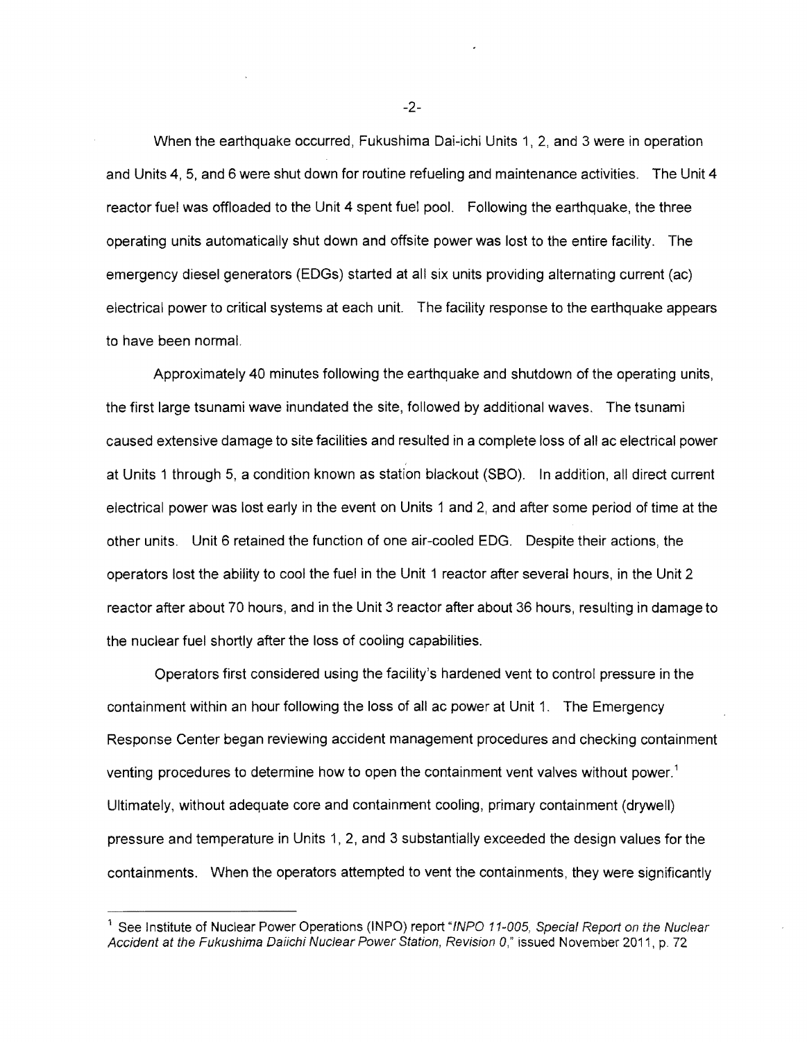When the earthquake occurred, Fukushima Dai-ichi Units 1, 2, and 3 were in operation and Units 4, 5, and 6 were shut down for routine refueling and maintenance activities. The Unit 4 reactor fuel was offloaded to the Unit 4 spent fuel pool. Following the earthquake, the three operating units automatically shut down and offsite power was lost to the entire facility. The emergency diesel generators (EDGs) started at all six units providing alternating current (ac) electrical power to critical systems at each unit. The facility response to the earthquake appears to have been normal.

Approximately 40 minutes following the earthquake and shutdown of the operating units, the first large tsunami wave inundated the site, followed by additional waves. The tsunami caused extensive damage to site facilities and resulted in a complete loss of all ac electrical power at Units 1 through 5, a condition known as station blackout (SBO). In addition, all direct current electrical power was lost early in the event on Units 1 and 2, and after some period of time at the other units. Unit 6 retained the function of one air-cooled EDG. Despite their actions, the operators lost the ability to cool the fuel in the Unit 1 reactor after several hours, in the Unit 2 reactor after about 70 hours, and in the Unit 3 reactor after about 36 hours, resulting in damage to the nuclear fuel shortly after the loss of cooling capabilities.

Operators first considered using the facility's hardened vent to control pressure in the containment within an hour following the loss of all ac power at Unit 1. The Emergency Response Center began reviewing accident management procedures and checking containment venting procedures to determine how to open the containment vent valves without power.[1] Ultimately, without adequate core and containment cooling, primary containment (drywell) pressure and temperature in Units 1, 2, and 3 substantially exceeded the design values for the containments. When the operators attempted to vent the containments, they were significantly

[1] See Institute of Nuclear Power Operations (INPO) report "*INPO 11-005, Special Report on the Nuclear Accident at the Fukushima Daiichi Nuclear Power Station, Revision 0*," issued November 2011, p. 72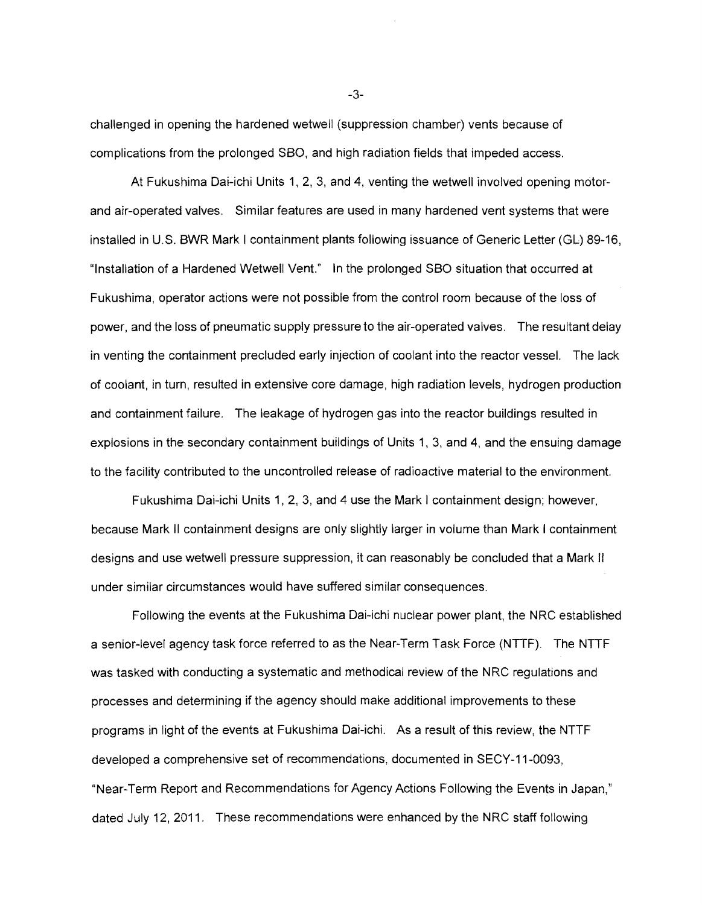challenged in opening the hardened wetwell (suppression chamber) vents because of complications from the prolonged SBO, and high radiation fields that impeded access.

At Fukushima Dai-ichi Units 1, 2, 3, and 4, venting the wetwell involved opening motor- and air-operated valves. Similar features are used in many hardened vent systems that were installed in U.S. BWR Mark I containment plants following issuance of Generic Letter (GL) 89-16, "Installation of a Hardened Wetwell Vent." In the prolonged SBO situation that occurred at Fukushima, operator actions were not possible from the control room because of the loss of power, and the loss of pneumatic supply pressure to the air-operated valves. The resultant delay in venting the containment precluded early injection of coolant into the reactor vessel. The lack of coolant, in turn, resulted in extensive core damage, high radiation levels, hydrogen production and containment failure. The leakage of hydrogen gas into the reactor buildings resulted in explosions in the secondary containment buildings of Units 1, 3, and 4, and the ensuing damage to the facility contributed to the uncontrolled release of radioactive material to the environment.

Fukushima Dai-ichi Units 1, 2, 3, and 4 use the Mark I containment design; however, because Mark II containment designs are only slightly larger in volume than Mark I containment designs and use wetwell pressure suppression, it can reasonably be concluded that a Mark II under similar circumstances would have suffered similar consequences.

Following the events at the Fukushima Dai-ichi nuclear power plant, the NRC established a senior-level agency task force referred to as the Near-Term Task Force (NTTF). The NTTF was tasked with conducting a systematic and methodical review of the NRC regulations and processes and determining if the agency should make additional improvements to these programs in light of the events at Fukushima Dai-ichi. As a result of this review, the NTTF developed a comprehensive set of recommendations, documented in SECY-11-0093, "Near-Term Report and Recommendations for Agency Actions Following the Events in Japan," dated July 12, 2011. These recommendations were enhanced by the NRC staff following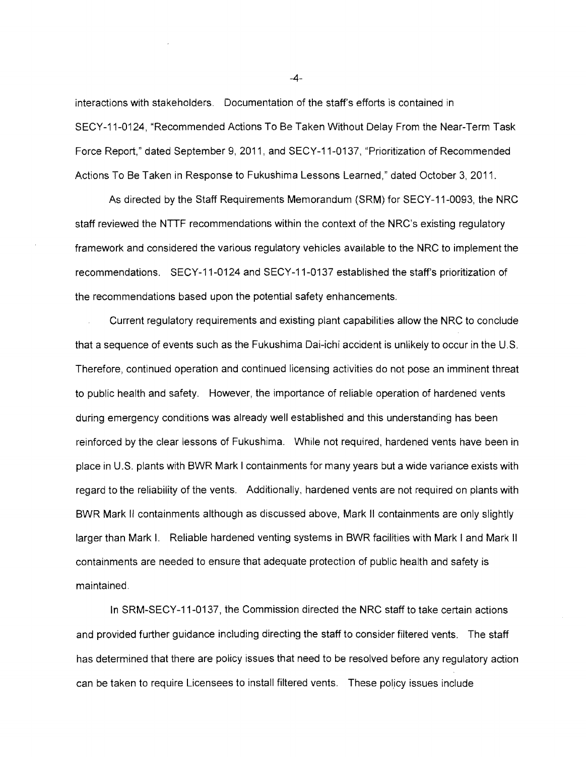interactions with stakeholders. Documentation of the staff's efforts is contained in SECY-11-0124, "Recommended Actions To Be Taken Without Delay From the Near-Term Task Force Report," dated September 9, 2011, and SECY-11-0137, "Prioritization of Recommended Actions To Be Taken in Response to Fukushima Lessons Learned," dated October 3, 2011.

As directed by the Staff Requirements Memorandum (SRM) for SECY-11-0093, the NRC staff reviewed the NTTF recommendations within the context of the NRC's existing regulatory framework and considered the various regulatory vehicles available to the NRC to implement the recommendations. SECY-11-0124 and SECY-11-0137 established the staff's prioritization of the recommendations based upon the potential safety enhancements.

Current regulatory requirements and existing plant capabilities allow the NRC to conclude that a sequence of events such as the Fukushima Dai-ichi accident is unlikely to occur in the U.S. Therefore, continued operation and continued licensing activities do not pose an imminent threat to public health and safety. However, the importance of reliable operation of hardened vents during emergency conditions was already well established and this understanding has been reinforced by the clear lessons of Fukushima. While not required, hardened vents have been in place in U.S. plants with BWR Mark I containments for many years but a wide variance exists with regard to the reliability of the vents. Additionally, hardened vents are not required on plants with BWR Mark II containments although as discussed above, Mark II containments are only slightly larger than Mark I. Reliable hardened venting systems in BWR facilities with Mark I and Mark II containments are needed to ensure that adequate protection of public health and safety is maintained.

In SRM-SECY-11-0137, the Commission directed the NRC staff to take certain actions and provided further guidance including directing the staff to consider filtered vents. The staff has determined that there are policy issues that need to be resolved before any regulatory action can be taken to require Licensees to install filtered vents. These policy issues include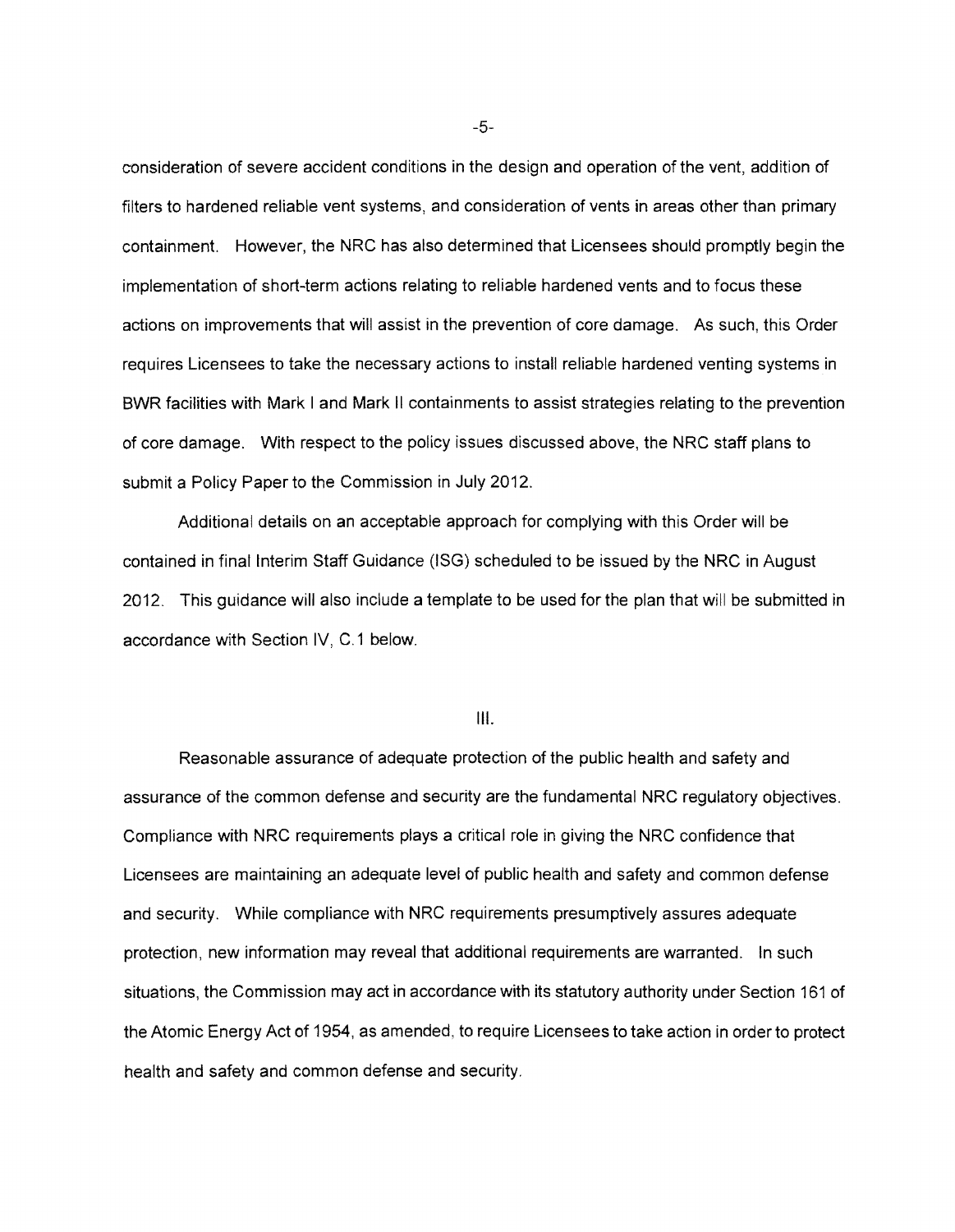consideration of severe accident conditions in the design and operation of the vent, addition of filters to hardened reliable vent systems, and consideration of vents in areas other than primary containment. However, the NRC has also determined that Licensees should promptly begin the implementation of short-term actions relating to reliable hardened vents and to focus these actions on improvements that will assist in the prevention of core damage. As such, this Order requires Licensees to take the necessary actions to install reliable hardened venting systems in BWR facilities with Mark I and Mark II containments to assist strategies relating to the prevention of core damage. With respect to the policy issues discussed above, the NRC staff plans to submit a Policy Paper to the Commission in July 2012.

Additional details on an acceptable approach for complying with this Order will be contained in final Interim Staff Guidance (ISG) scheduled to be issued by the NRC in August 2012. This guidance will also include a template to be used for the plan that will be submitted in accordance with Section IV, C.1 below.

## III.

Reasonable assurance of adequate protection of the public health and safety and assurance of the common defense and security are the fundamental NRC regulatory objectives. Compliance with NRC requirements plays a critical role in giving the NRC confidence that Licensees are maintaining an adequate level of public health and safety and common defense and security. While compliance with NRC requirements presumptively assures adequate protection, new information may reveal that additional requirements are warranted. In such situations, the Commission may act in accordance with its statutory authority under Section 161 of the Atomic Energy Act of 1954, as amended, to require Licensees to take action in order to protect health and safety and common defense and security.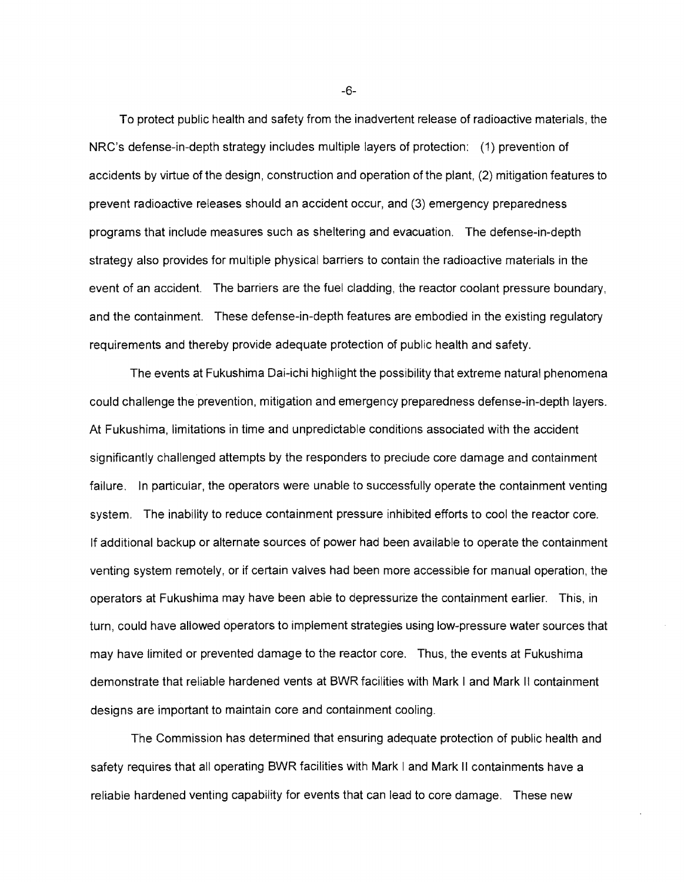To protect public health and safety from the inadvertent release of radioactive materials, the NRC's defense-in-depth strategy includes multiple layers of protection: (1) prevention of accidents by virtue of the design, construction and operation of the plant, (2) mitigation features to prevent radioactive releases should an accident occur, and (3) emergency preparedness programs that include measures such as sheltering and evacuation. The defense-in-depth strategy also provides for multiple physical barriers to contain the radioactive materials in the event of an accident. The barriers are the fuel cladding, the reactor coolant pressure boundary, and the containment. These defense-in-depth features are embodied in the existing regulatory requirements and thereby provide adequate protection of public health and safety.

The events at Fukushima Dai-ichi highlight the possibility that extreme natural phenomena could challenge the prevention, mitigation and emergency preparedness defense-in-depth layers. At Fukushima, limitations in time and unpredictable conditions associated with the accident significantly challenged attempts by the responders to preclude core damage and containment failure. In particular, the operators were unable to successfully operate the containment venting system. The inability to reduce containment pressure inhibited efforts to cool the reactor core. If additional backup or alternate sources of power had been available to operate the containment venting system remotely, or if certain valves had been more accessible for manual operation, the operators at Fukushima may have been able to depressurize the containment earlier. This, in turn, could have allowed operators to implement strategies using low-pressure water sources that may have limited or prevented damage to the reactor core. Thus, the events at Fukushima demonstrate that reliable hardened vents at BWR facilities with Mark I and Mark II containment designs are important to maintain core and containment cooling.

The Commission has determined that ensuring adequate protection of public health and safety requires that all operating BWR facilities with Mark I and Mark II containments have a reliable hardened venting capability for events that can lead to core damage. These new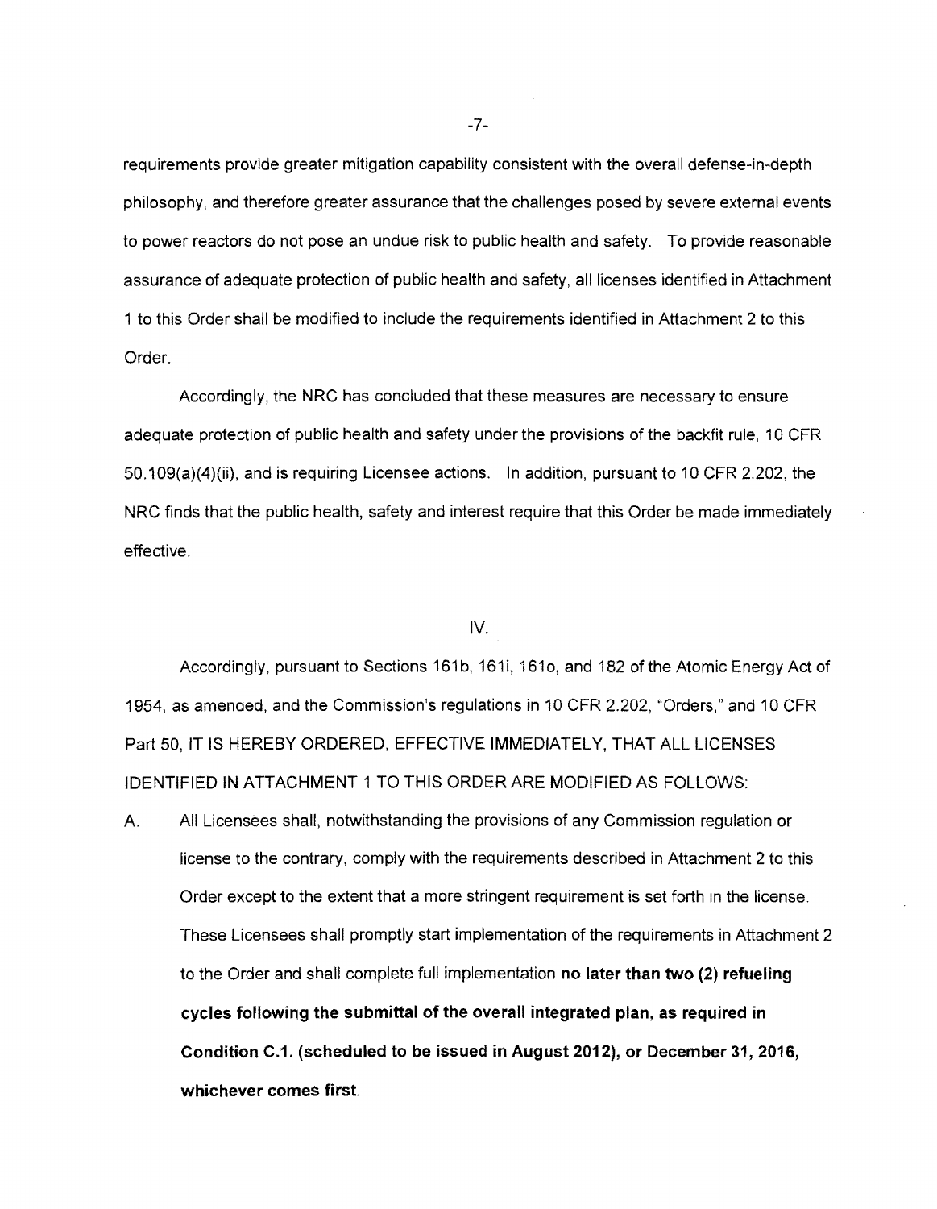requirements provide greater mitigation capability consistent with the overall defense-in-depth philosophy, and therefore greater assurance that the challenges posed by severe external events to power reactors do not pose an undue risk to public health and safety. To provide reasonable assurance of adequate protection of public health and safety, all licenses identified in Attachment 1 to this Order shall be modified to include the requirements identified in Attachment 2 to this Order.

Accordingly, the NRC has concluded that these measures are necessary to ensure adequate protection of public health and safety under the provisions of the backfit rule, 10 CFR 50.109(a)(4)(ii), and is requiring Licensee actions. In addition, pursuant to 10 CFR 2.202, the NRC finds that the public health, safety and interest require that this Order be made immediately effective.

## IV.

Accordingly, pursuant to Sections 161b, 161i, 161o, and 182 of the Atomic Energy Act of 1954, as amended, and the Commission's regulations in 10 CFR 2.202, "Orders," and 10 CFR Part 50, IT IS HEREBY ORDERED, EFFECTIVE IMMEDIATELY, THAT ALL LICENSES IDENTIFIED IN ATTACHMENT 1 TO THIS ORDER ARE MODIFIED AS FOLLOWS:

A. All Licensees shall, notwithstanding the provisions of any Commission regulation or license to the contrary, comply with the requirements described in Attachment 2 to this Order except to the extent that a more stringent requirement is set forth in the license. These Licensees shall promptly start implementation of the requirements in Attachment 2 to the Order and shall complete full implementation **no later than two (2) refueling cycles following the submittal of the overall integrated plan, as required in Condition C.1. (scheduled to be issued in August 2012), or December 31, 2016, whichever comes first.**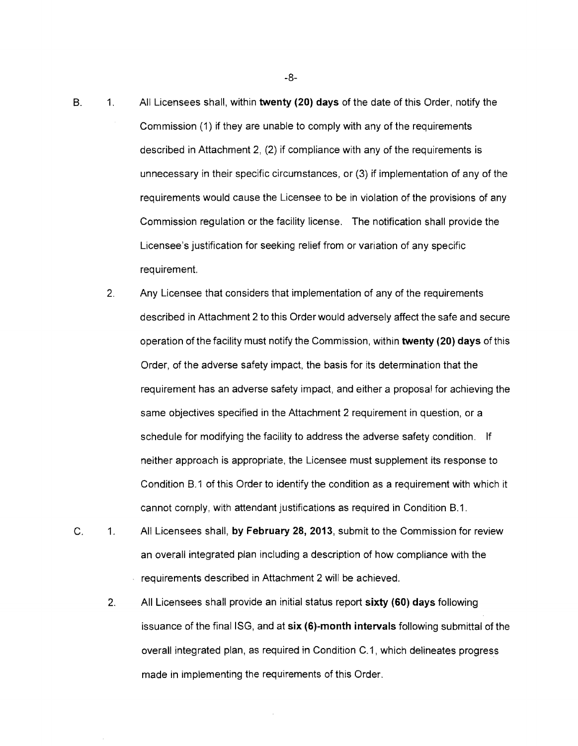B. 1. All Licensees shall, within **twenty (20) days** of the date of this Order, notify the Commission (1) if they are unable to comply with any of the requirements described in Attachment 2, (2) if compliance with any of the requirements is unnecessary in their specific circumstances, or (3) if implementation of any of the requirements would cause the Licensee to be in violation of the provisions of any Commission regulation or the facility license. The notification shall provide the Licensee's justification for seeking relief from or variation of any specific requirement.

2. Any Licensee that considers that implementation of any of the requirements described in Attachment 2 to this Order would adversely affect the safe and secure operation of the facility must notify the Commission, within **twenty (20) days** of this Order, of the adverse safety impact, the basis for its determination that the requirement has an adverse safety impact, and either a proposal for achieving the same objectives specified in the Attachment 2 requirement in question, or a schedule for modifying the facility to address the adverse safety condition. If neither approach is appropriate, the Licensee must supplement its response to Condition B.1 of this Order to identify the condition as a requirement with which it cannot comply, with attendant justifications as required in Condition B.1.

C. 1. All Licensees shall, **by February 28, 2013**, submit to the Commission for review an overall integrated plan including a description of how compliance with the requirements described in Attachment 2 will be achieved.

2. All Licensees shall provide an initial status report **sixty (60) days** following issuance of the final ISG, and at **six (6)-month intervals** following submittal of the overall integrated plan, as required in Condition C.1, which delineates progress made in implementing the requirements of this Order.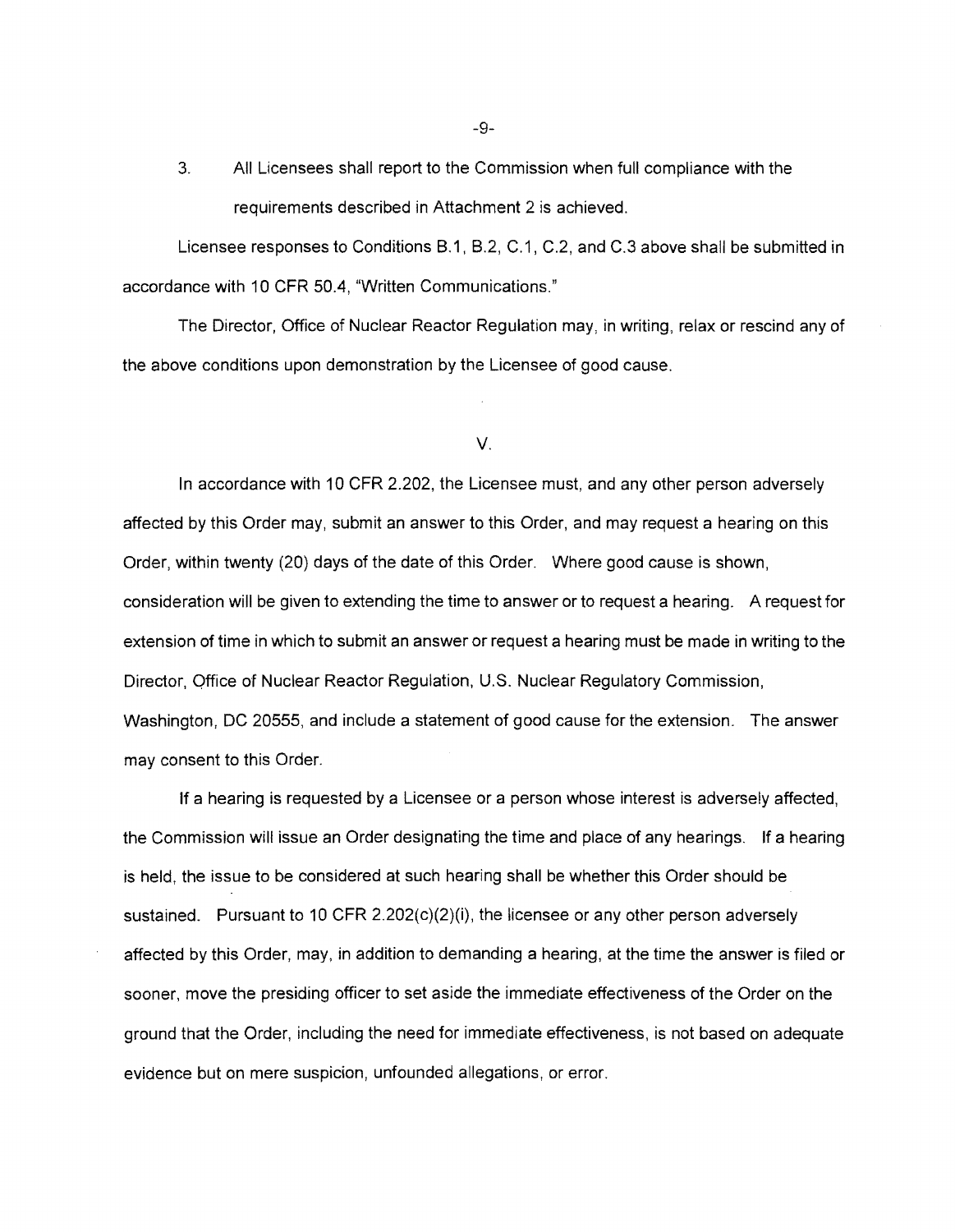3. All Licensees shall report to the Commission when full compliance with the requirements described in Attachment 2 is achieved.

Licensee responses to Conditions B.1, B.2, C.1, C.2, and C.3 above shall be submitted in accordance with 10 CFR 50.4, "Written Communications."

The Director, Office of Nuclear Reactor Regulation may, in writing, relax or rescind any of the above conditions upon demonstration by the Licensee of good cause.

## V.

In accordance with 10 CFR 2.202, the Licensee must, and any other person adversely affected by this Order may, submit an answer to this Order, and may request a hearing on this Order, within twenty (20) days of the date of this Order. Where good cause is shown, consideration will be given to extending the time to answer or to request a hearing. A request for extension of time in which to submit an answer or request a hearing must be made in writing to the Director, Office of Nuclear Reactor Regulation, U.S. Nuclear Regulatory Commission, Washington, DC 20555, and include a statement of good cause for the extension. The answer may consent to this Order.

If a hearing is requested by a Licensee or a person whose interest is adversely affected, the Commission will issue an Order designating the time and place of any hearings. If a hearing is held, the issue to be considered at such hearing shall be whether this Order should be sustained. Pursuant to 10 CFR 2.202(c)(2)(i), the licensee or any other person adversely affected by this Order, may, in addition to demanding a hearing, at the time the answer is filed or sooner, move the presiding officer to set aside the immediate effectiveness of the Order on the ground that the Order, including the need for immediate effectiveness, is not based on adequate evidence but on mere suspicion, unfounded allegations, or error.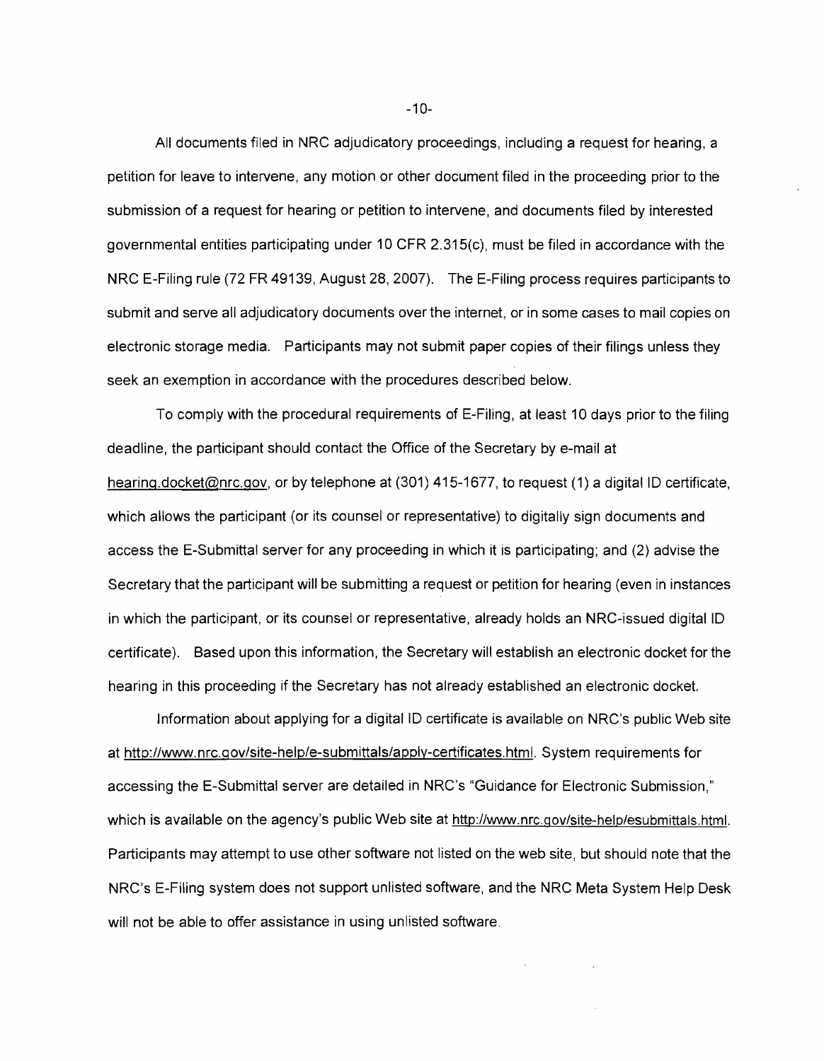All documents filed in NRC adjudicatory proceedings, including a request for hearing, a petition for leave to intervene, any motion or other document filed in the proceeding prior to the submission of a request for hearing or petition to intervene, and documents filed by interested governmental entities participating under 10 CFR 2.315(c), must be filed in accordance with the NRC E-Filing rule (72 FR 49139, August 28, 2007). The E-Filing process requires participants to submit and serve all adjudicatory documents over the internet, or in some cases to mail copies on electronic storage media. Participants may not submit paper copies of their filings unless they seek an exemption in accordance with the procedures described below.

To comply with the procedural requirements of E-Filing, at least 10 days prior to the filing deadline, the participant should contact the Office of the Secretary by e-mail at hearing.docket@nrc.gov, or by telephone at (301) 415-1677, to request (1) a digital ID certificate, which allows the participant (or its counsel or representative) to digitally sign documents and access the E-Submittal server for any proceeding in which it is participating; and (2) advise the Secretary that the participant will be submitting a request or petition for hearing (even in instances in which the participant, or its counsel or representative, already holds an NRC-issued digital ID certificate). Based upon this information, the Secretary will establish an electronic docket for the hearing in this proceeding if the Secretary has not already established an electronic docket.

Information about applying for a digital ID certificate is available on NRC's public Web site at http://www.nrc.gov/site-help/e-submittals/apply-certificates.html. System requirements for accessing the E-Submittal server are detailed in NRC's "Guidance for Electronic Submission," which is available on the agency's public Web site at http://www.nrc.gov/site-help/esubmittals.html. Participants may attempt to use other software not listed on the web site, but should note that the NRC's E-Filing system does not support unlisted software, and the NRC Meta System Help Desk will not be able to offer assistance in using unlisted software.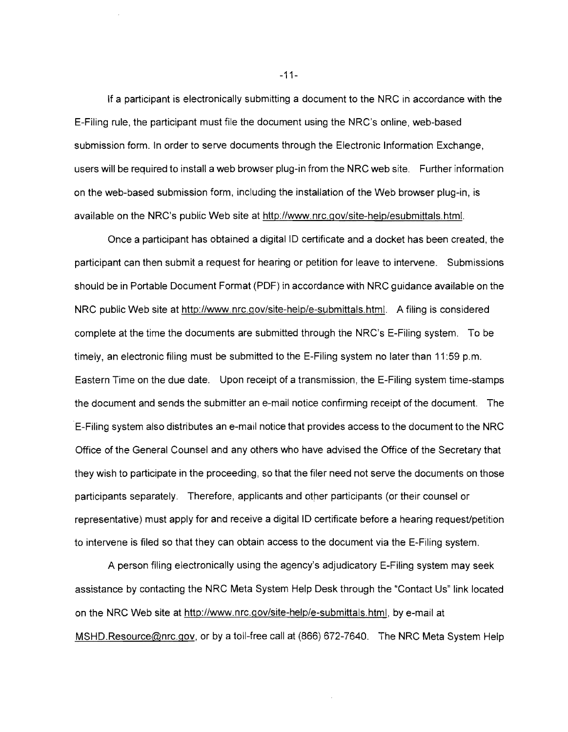If a participant is electronically submitting a document to the NRC in accordance with the E-Filing rule, the participant must file the document using the NRC's online, web-based submission form. In order to serve documents through the Electronic Information Exchange, users will be required to install a web browser plug-in from the NRC web site. Further information on the web-based submission form, including the installation of the Web browser plug-in, is available on the NRC's public Web site at http://www.nrc.gov/site-help/esubmittals.html.

Once a participant has obtained a digital ID certificate and a docket has been created, the participant can then submit a request for hearing or petition for leave to intervene. Submissions should be in Portable Document Format (PDF) in accordance with NRC guidance available on the NRC public Web site at http://www.nrc.gov/site-help/e-submittals.html. A filing is considered complete at the time the documents are submitted through the NRC's E-Filing system. To be timely, an electronic filing must be submitted to the E-Filing system no later than 11:59 p.m. Eastern Time on the due date. Upon receipt of a transmission, the E-Filing system time-stamps the document and sends the submitter an e-mail notice confirming receipt of the document. The E-Filing system also distributes an e-mail notice that provides access to the document to the NRC Office of the General Counsel and any others who have advised the Office of the Secretary that they wish to participate in the proceeding, so that the filer need not serve the documents on those participants separately. Therefore, applicants and other participants (or their counsel or representative) must apply for and receive a digital ID certificate before a hearing request/petition to intervene is filed so that they can obtain access to the document via the E-Filing system.

A person filing electronically using the agency's adjudicatory E-Filing system may seek assistance by contacting the NRC Meta System Help Desk through the "Contact Us" link located on the NRC Web site at http://www.nrc.gov/site-help/e-submittals.html, by e-mail at MSHD.Resource@nrc.gov, or by a toll-free call at (866) 672-7640. The NRC Meta System Help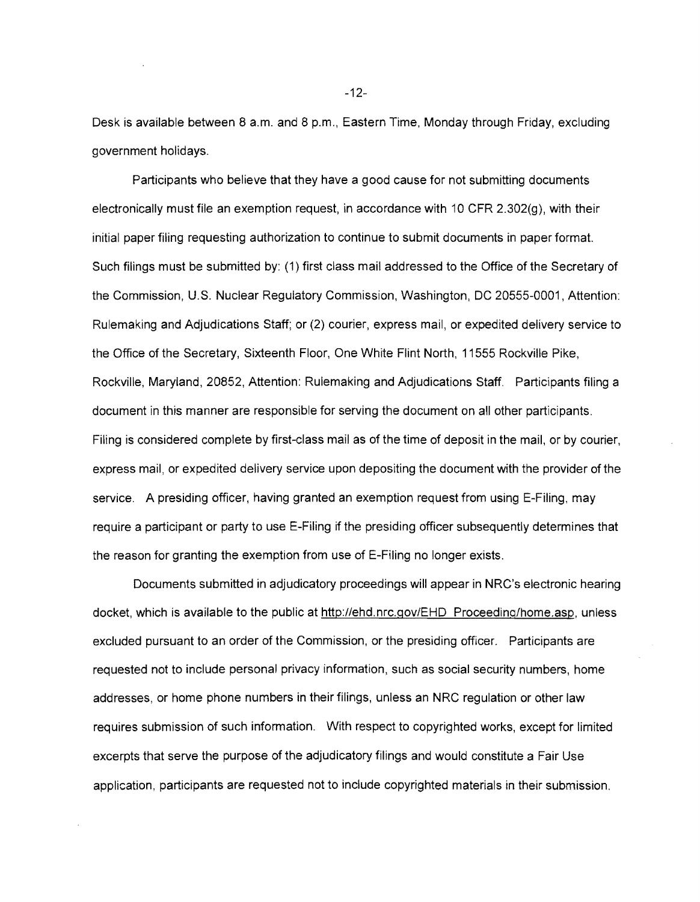Desk is available between 8 a.m. and 8 p.m., Eastern Time, Monday through Friday, excluding government holidays.

Participants who believe that they have a good cause for not submitting documents electronically must file an exemption request, in accordance with 10 CFR 2.302(g), with their initial paper filing requesting authorization to continue to submit documents in paper format. Such filings must be submitted by: (1) first class mail addressed to the Office of the Secretary of the Commission, U.S. Nuclear Regulatory Commission, Washington, DC 20555-0001, Attention: Rulemaking and Adjudications Staff; or (2) courier, express mail, or expedited delivery service to the Office of the Secretary, Sixteenth Floor, One White Flint North, 11555 Rockville Pike, Rockville, Maryland, 20852, Attention: Rulemaking and Adjudications Staff. Participants filing a document in this manner are responsible for serving the document on all other participants. Filing is considered complete by first-class mail as of the time of deposit in the mail, or by courier, express mail, or expedited delivery service upon depositing the document with the provider of the service. A presiding officer, having granted an exemption request from using E-Filing, may require a participant or party to use E-Filing if the presiding officer subsequently determines that the reason for granting the exemption from use of E-Filing no longer exists.

Documents submitted in adjudicatory proceedings will appear in NRC's electronic hearing docket, which is available to the public at http://ehd.nrc.gov/EHD_Proceeding/home.asp, unless excluded pursuant to an order of the Commission, or the presiding officer. Participants are requested not to include personal privacy information, such as social security numbers, home addresses, or home phone numbers in their filings, unless an NRC regulation or other law requires submission of such information. With respect to copyrighted works, except for limited excerpts that serve the purpose of the adjudicatory filings and would constitute a Fair Use application, participants are requested not to include copyrighted materials in their submission.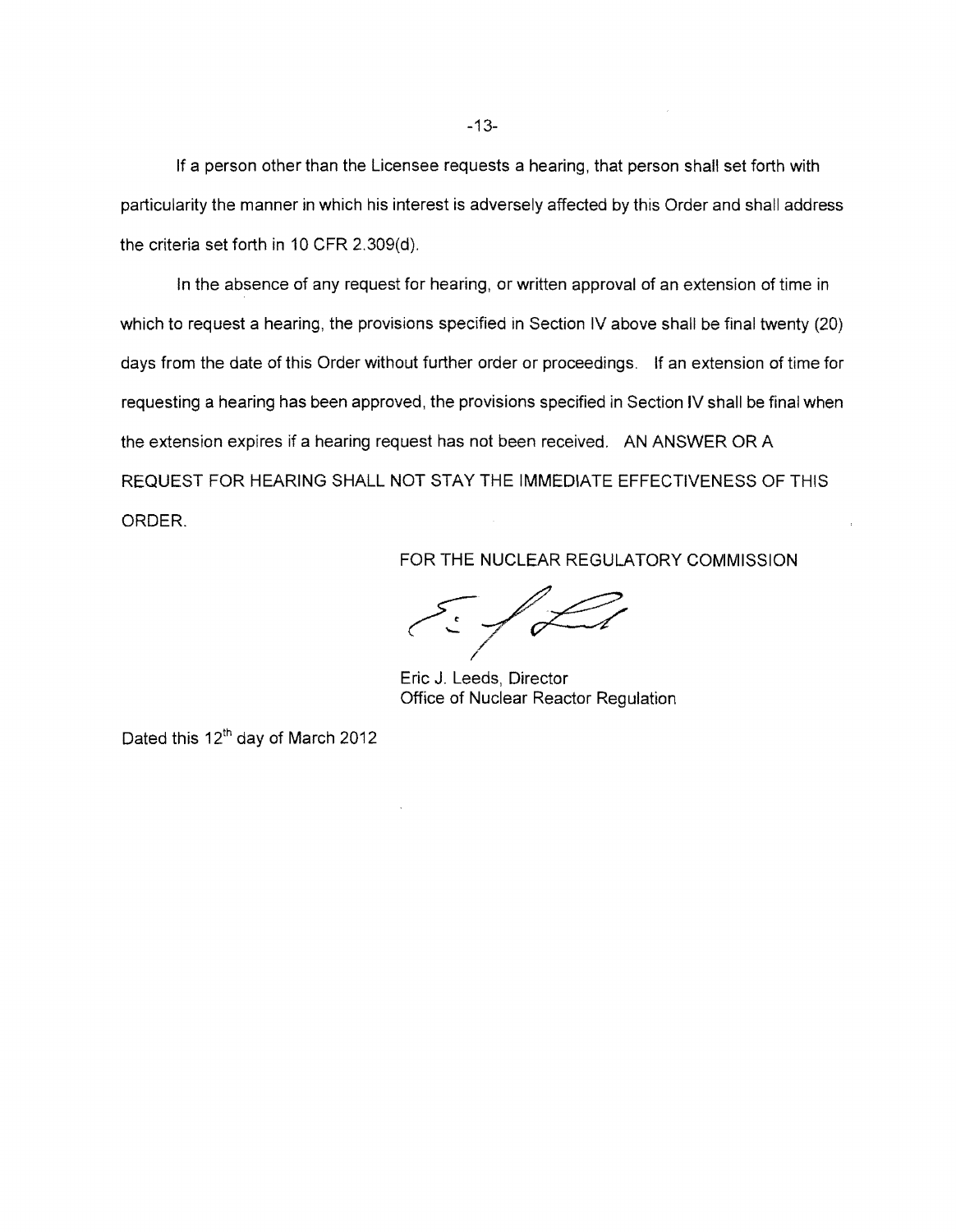If a person other than the Licensee requests a hearing, that person shall set forth with particularity the manner in which his interest is adversely affected by this Order and shall address the criteria set forth in 10 CFR 2.309(d).

In the absence of any request for hearing, or written approval of an extension of time in which to request a hearing, the provisions specified in Section IV above shall be final twenty (20) days from the date of this Order without further order or proceedings. If an extension of time for requesting a hearing has been approved, the provisions specified in Section IV shall be final when the extension expires if a hearing request has not been received. AN ANSWER OR A REQUEST FOR HEARING SHALL NOT STAY THE IMMEDIATE EFFECTIVENESS OF THIS ORDER.

FOR THE NUCLEAR REGULATORY COMMISSION

Eric J. Leeds, Director
Office of Nuclear Reactor Regulation

Dated this 12th day of March 2012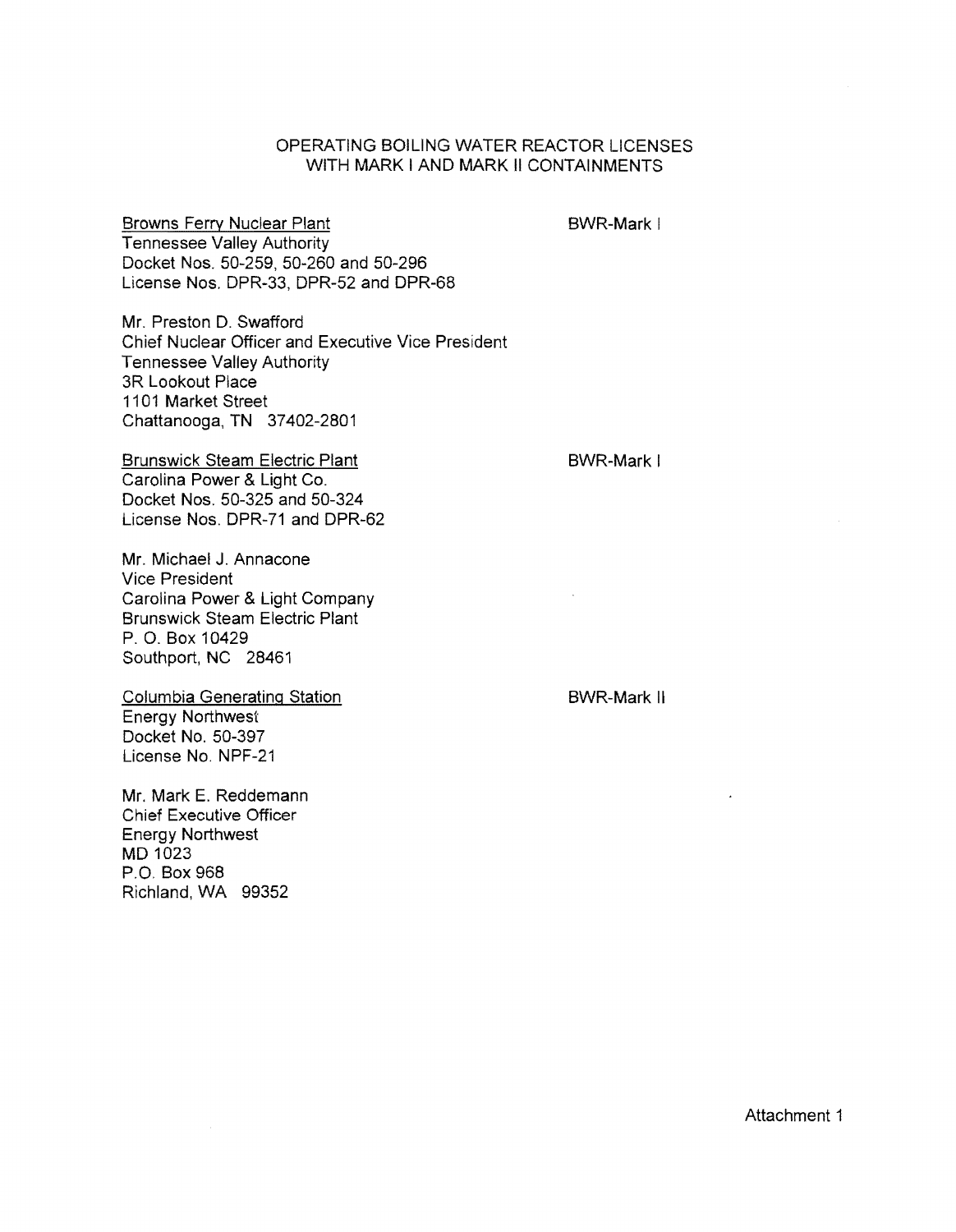# OPERATING BOILING WATER REACTOR LICENSES WITH MARK I AND MARK II CONTAINMENTS

Browns Ferry Nuclear Plant — BWR-Mark I
Tennessee Valley Authority
Docket Nos. 50-259, 50-260 and 50-296
License Nos. DPR-33, DPR-52 and DPR-68

Mr. Preston D. Swafford
Chief Nuclear Officer and Executive Vice President
Tennessee Valley Authority
3R Lookout Place
1101 Market Street
Chattanooga, TN 37402-2801

Brunswick Steam Electric Plant — BWR-Mark I
Carolina Power & Light Co.
Docket Nos. 50-325 and 50-324
License Nos. DPR-71 and DPR-62

Mr. Michael J. Annacone
Vice President
Carolina Power & Light Company
Brunswick Steam Electric Plant
P. O. Box 10429
Southport, NC 28461

Columbia Generating Station — BWR-Mark II
Energy Northwest
Docket No. 50-397
License No. NPF-21

Mr. Mark E. Reddemann
Chief Executive Officer
Energy Northwest
MD 1023
P.O. Box 968
Richland, WA 99352

Attachment 1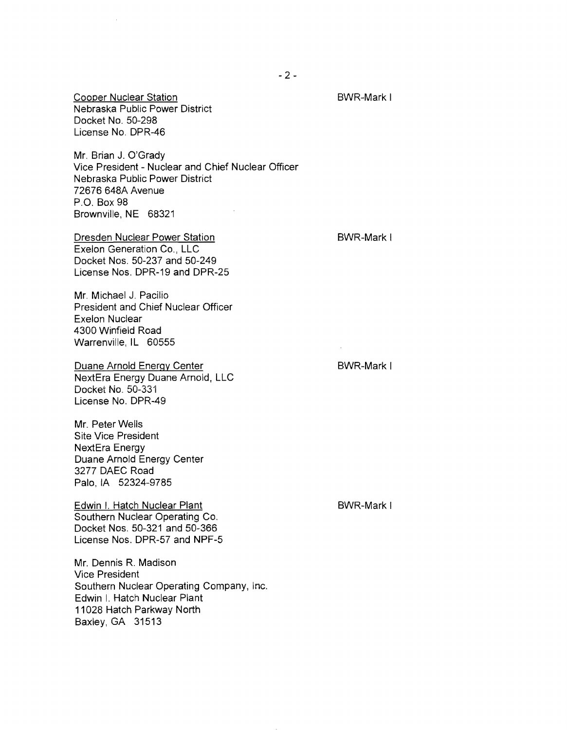Cooper Nuclear Station  
Nebraska Public Power District  
Docket No. 50-298  
License No. DPR-46

BWR-Mark I

Mr. Brian J. O'Grady  
Vice President - Nuclear and Chief Nuclear Officer  
Nebraska Public Power District  
72676 648A Avenue  
P.O. Box 98  
Brownville, NE 68321

Dresden Nuclear Power Station  
Exelon Generation Co., LLC  
Docket Nos. 50-237 and 50-249  
License Nos. DPR-19 and DPR-25

BWR-Mark I

Mr. Michael J. Pacilio  
President and Chief Nuclear Officer  
Exelon Nuclear  
4300 Winfield Road  
Warrenville, IL 60555

Duane Arnold Energy Center  
NextEra Energy Duane Arnold, LLC  
Docket No. 50-331  
License No. DPR-49

BWR-Mark I

Mr. Peter Wells  
Site Vice President  
NextEra Energy  
Duane Arnold Energy Center  
3277 DAEC Road  
Palo, IA 52324-9785

Edwin I. Hatch Nuclear Plant  
Southern Nuclear Operating Co.  
Docket Nos. 50-321 and 50-366  
License Nos. DPR-57 and NPF-5

BWR-Mark I

Mr. Dennis R. Madison  
Vice President  
Southern Nuclear Operating Company, Inc.  
Edwin I. Hatch Nuclear Plant  
11028 Hatch Parkway North  
Baxley, GA 31513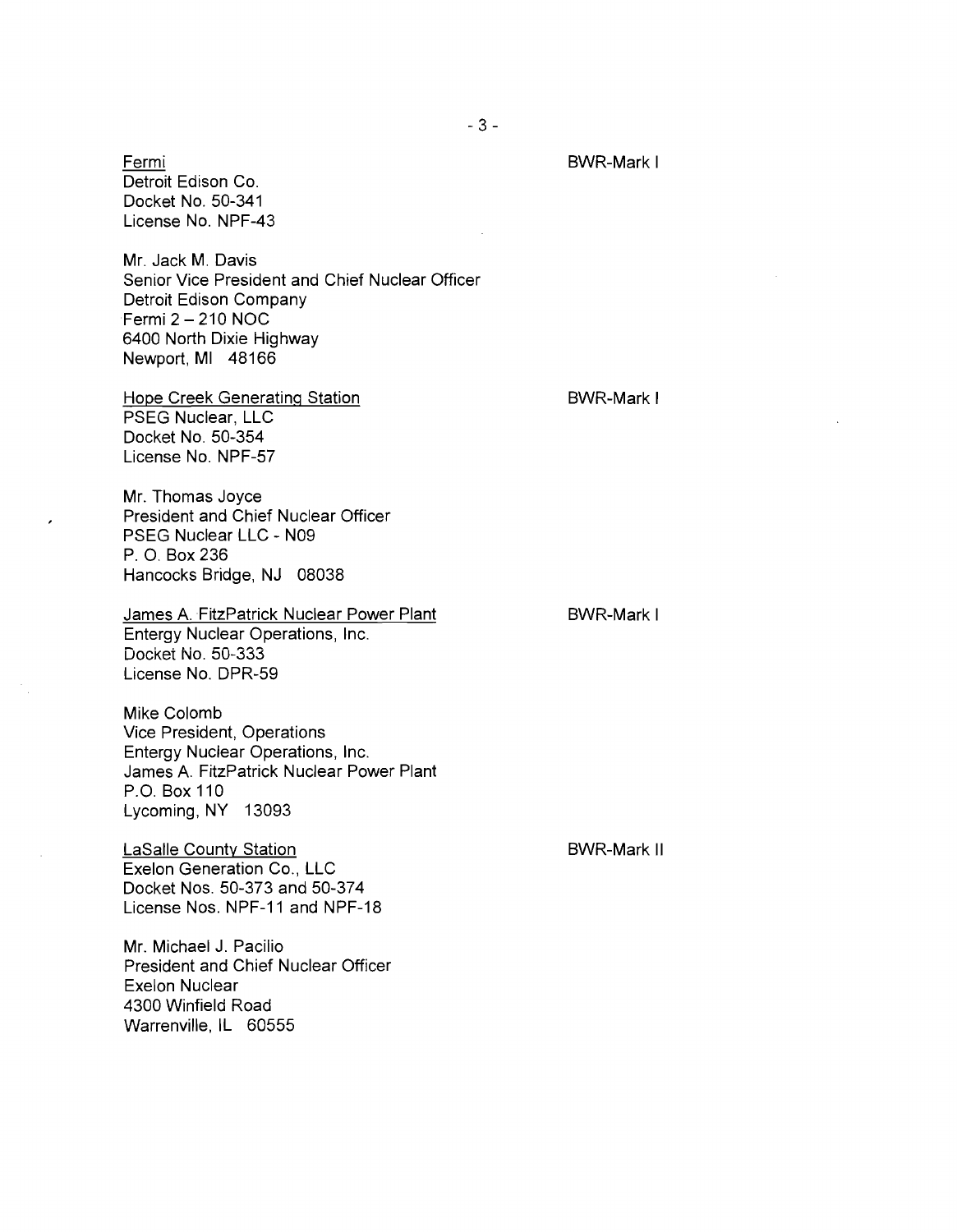Fermi
Detroit Edison Co.
Docket No. 50-341
License No. NPF-43

BWR-Mark I

Mr. Jack M. Davis
Senior Vice President and Chief Nuclear Officer
Detroit Edison Company
Fermi 2 – 210 NOC
6400 North Dixie Highway
Newport, MI 48166

Hope Creek Generating Station
PSEG Nuclear, LLC
Docket No. 50-354
License No. NPF-57

BWR-Mark I

Mr. Thomas Joyce
President and Chief Nuclear Officer
PSEG Nuclear LLC - N09
P. O. Box 236
Hancocks Bridge, NJ 08038

James A. FitzPatrick Nuclear Power Plant
Entergy Nuclear Operations, Inc.
Docket No. 50-333
License No. DPR-59

BWR-Mark I

Mike Colomb
Vice President, Operations
Entergy Nuclear Operations, Inc.
James A. FitzPatrick Nuclear Power Plant
P.O. Box 110
Lycoming, NY 13093

LaSalle County Station
Exelon Generation Co., LLC
Docket Nos. 50-373 and 50-374
License Nos. NPF-11 and NPF-18

BWR-Mark II

Mr. Michael J. Pacilio
President and Chief Nuclear Officer
Exelon Nuclear
4300 Winfield Road
Warrenville, IL 60555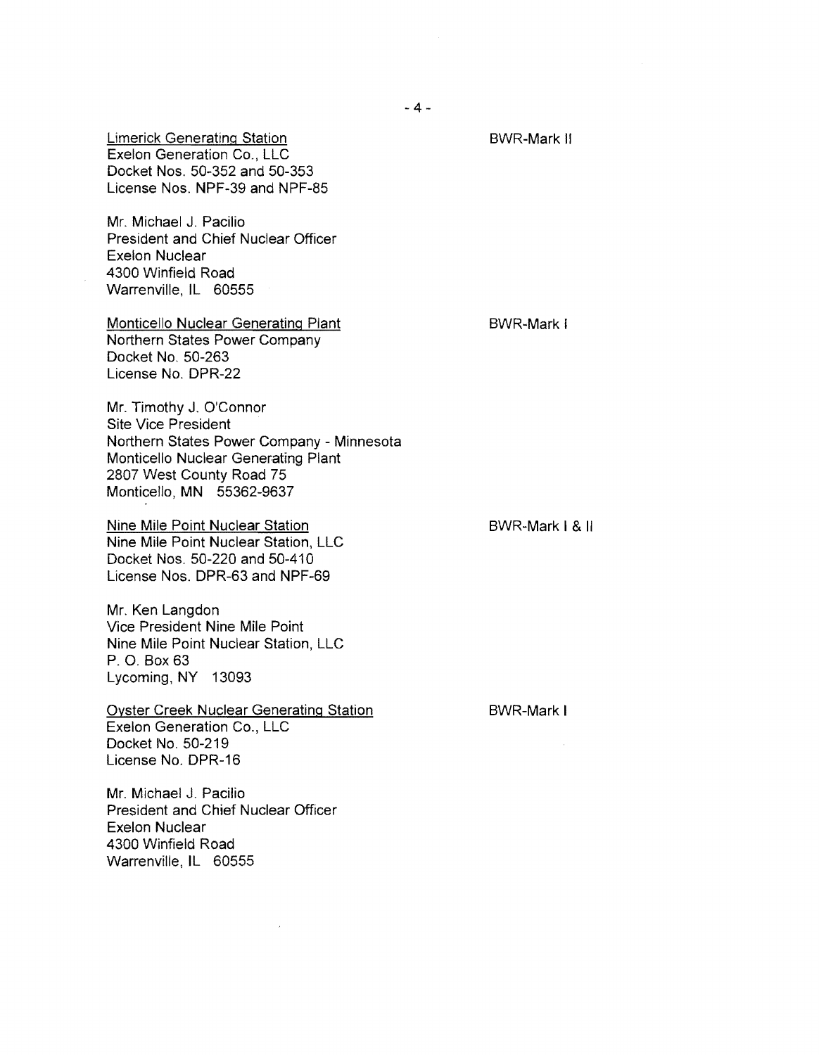<u>Limerick Generating Station</u>
Exelon Generation Co., LLC
Docket Nos. 50-352 and 50-353
License Nos. NPF-39 and NPF-85

BWR-Mark II

Mr. Michael J. Pacilio
President and Chief Nuclear Officer
Exelon Nuclear
4300 Winfield Road
Warrenville, IL 60555

<u>Monticello Nuclear Generating Plant</u>
Northern States Power Company
Docket No. 50-263
License No. DPR-22

BWR-Mark I

Mr. Timothy J. O'Connor
Site Vice President
Northern States Power Company - Minnesota
Monticello Nuclear Generating Plant
2807 West County Road 75
Monticello, MN 55362-9637

<u>Nine Mile Point Nuclear Station</u>
Nine Mile Point Nuclear Station, LLC
Docket Nos. 50-220 and 50-410
License Nos. DPR-63 and NPF-69

BWR-Mark I & II

Mr. Ken Langdon
Vice President Nine Mile Point
Nine Mile Point Nuclear Station, LLC
P. O. Box 63
Lycoming, NY 13093

<u>Oyster Creek Nuclear Generating Station</u>
Exelon Generation Co., LLC
Docket No. 50-219
License No. DPR-16

BWR-Mark I

Mr. Michael J. Pacilio
President and Chief Nuclear Officer
Exelon Nuclear
4300 Winfield Road
Warrenville, IL 60555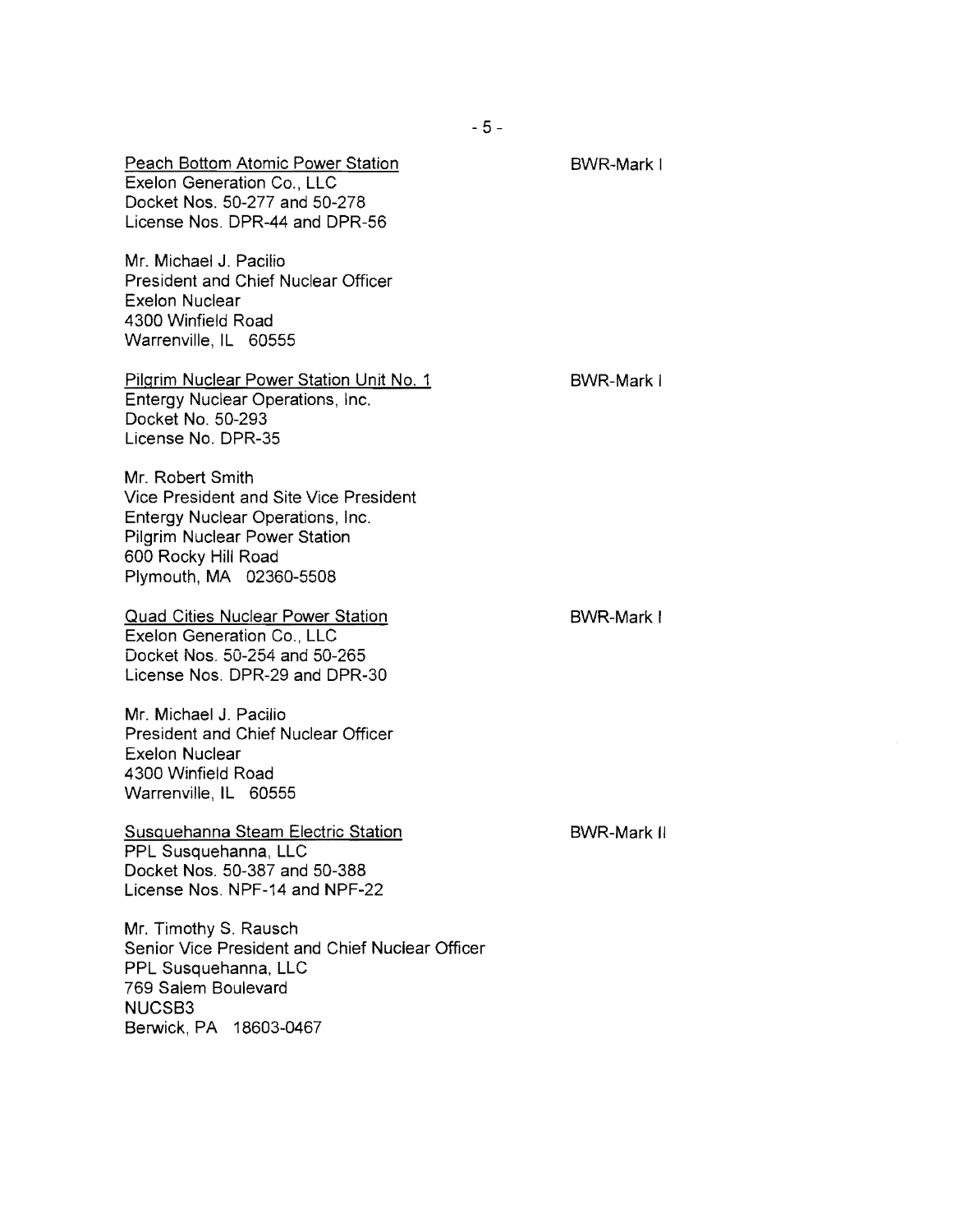<u>Peach Bottom Atomic Power Station</u>
Exelon Generation Co., LLC
Docket Nos. 50-277 and 50-278
License Nos. DPR-44 and DPR-56

BWR-Mark I

Mr. Michael J. Pacilio
President and Chief Nuclear Officer
Exelon Nuclear
4300 Winfield Road
Warrenville, IL 60555

<u>Pilgrim Nuclear Power Station Unit No. 1</u>
Entergy Nuclear Operations, Inc.
Docket No. 50-293
License No. DPR-35

BWR-Mark I

Mr. Robert Smith
Vice President and Site Vice President
Entergy Nuclear Operations, Inc.
Pilgrim Nuclear Power Station
600 Rocky Hill Road
Plymouth, MA 02360-5508

<u>Quad Cities Nuclear Power Station</u>
Exelon Generation Co., LLC
Docket Nos. 50-254 and 50-265
License Nos. DPR-29 and DPR-30

BWR-Mark I

Mr. Michael J. Pacilio
President and Chief Nuclear Officer
Exelon Nuclear
4300 Winfield Road
Warrenville, IL 60555

<u>Susquehanna Steam Electric Station</u>
PPL Susquehanna, LLC
Docket Nos. 50-387 and 50-388
License Nos. NPF-14 and NPF-22

BWR-Mark II

Mr. Timothy S. Rausch
Senior Vice President and Chief Nuclear Officer
PPL Susquehanna, LLC
769 Salem Boulevard
NUCSB3
Berwick, PA 18603-0467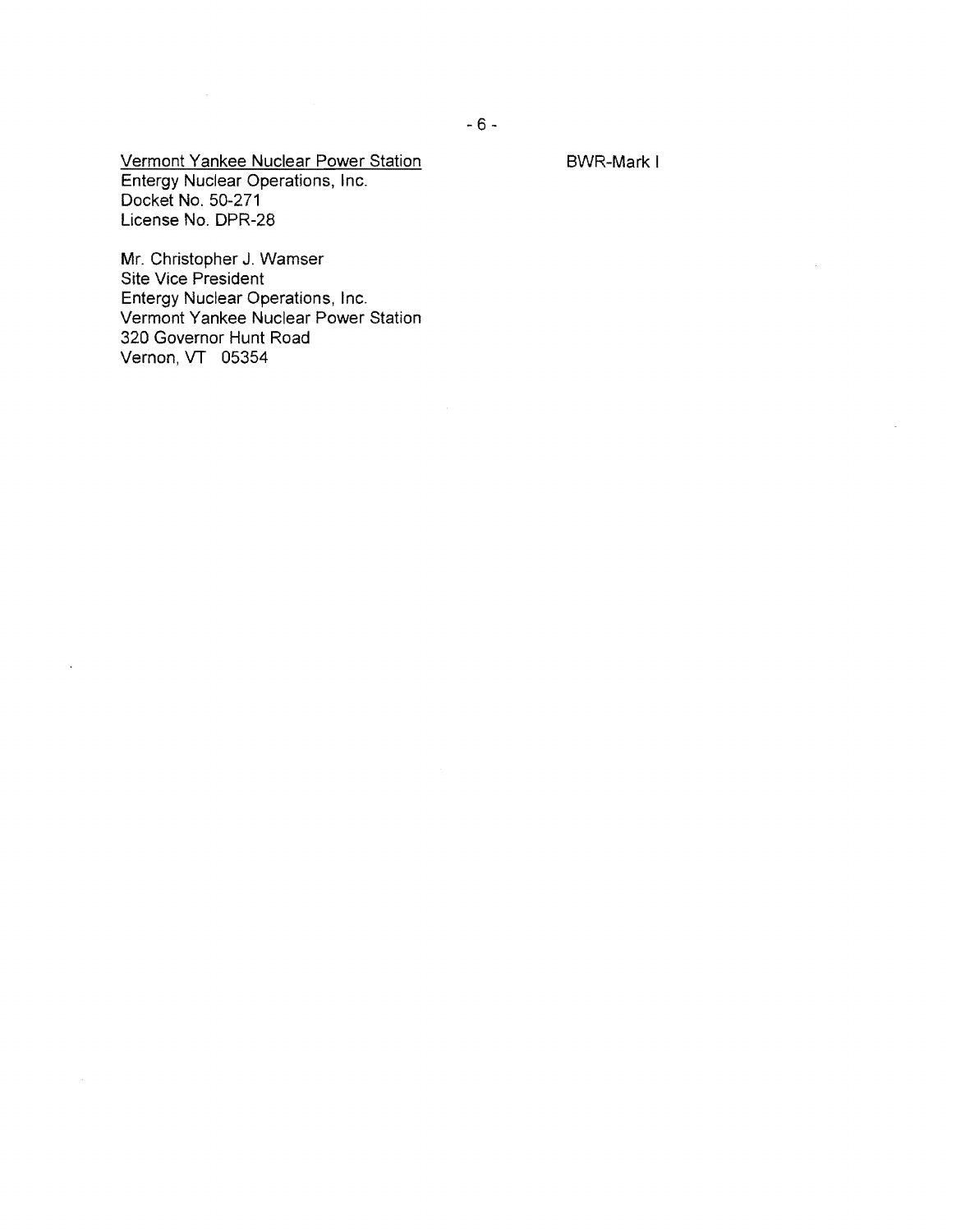Vermont Yankee Nuclear Power Station
Entergy Nuclear Operations, Inc.
Docket No. 50-271
License No. DPR-28

BWR-Mark I

Mr. Christopher J. Wamser
Site Vice President
Entergy Nuclear Operations, Inc.
Vermont Yankee Nuclear Power Station
320 Governor Hunt Road
Vernon, VT 05354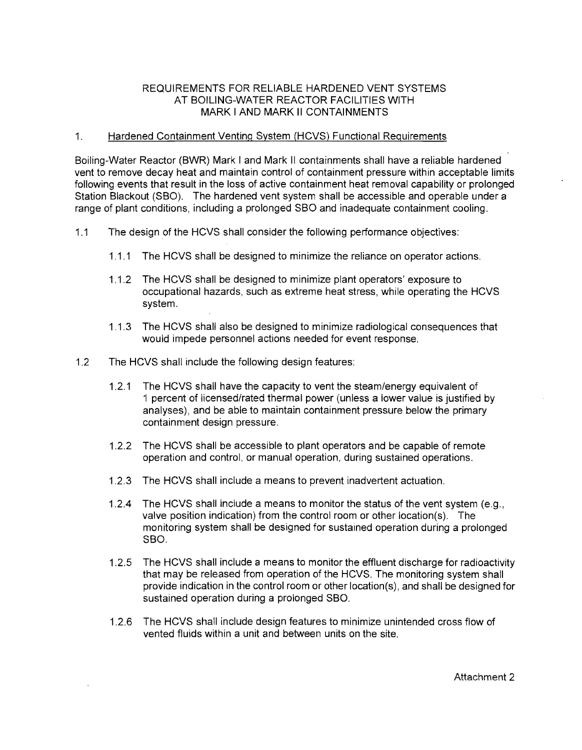# REQUIREMENTS FOR RELIABLE HARDENED VENT SYSTEMS AT BOILING-WATER REACTOR FACILITIES WITH MARK I AND MARK II CONTAINMENTS

## 1. Hardened Containment Venting System (HCVS) Functional Requirements

Boiling-Water Reactor (BWR) Mark I and Mark II containments shall have a reliable hardened vent to remove decay heat and maintain control of containment pressure within acceptable limits following events that result in the loss of active containment heat removal capability or prolonged Station Blackout (SBO). The hardened vent system shall be accessible and operable under a range of plant conditions, including a prolonged SBO and inadequate containment cooling.

1.1 The design of the HCVS shall consider the following performance objectives:

- 1.1.1 The HCVS shall be designed to minimize the reliance on operator actions.
- 1.1.2 The HCVS shall be designed to minimize plant operators' exposure to occupational hazards, such as extreme heat stress, while operating the HCVS system.
- 1.1.3 The HCVS shall also be designed to minimize radiological consequences that would impede personnel actions needed for event response.

1.2 The HCVS shall include the following design features:

- 1.2.1 The HCVS shall have the capacity to vent the steam/energy equivalent of 1 percent of licensed/rated thermal power (unless a lower value is justified by analyses), and be able to maintain containment pressure below the primary containment design pressure.
- 1.2.2 The HCVS shall be accessible to plant operators and be capable of remote operation and control, or manual operation, during sustained operations.
- 1.2.3 The HCVS shall include a means to prevent inadvertent actuation.
- 1.2.4 The HCVS shall include a means to monitor the status of the vent system (e.g., valve position indication) from the control room or other location(s). The monitoring system shall be designed for sustained operation during a prolonged SBO.
- 1.2.5 The HCVS shall include a means to monitor the effluent discharge for radioactivity that may be released from operation of the HCVS. The monitoring system shall provide indication in the control room or other location(s), and shall be designed for sustained operation during a prolonged SBO.
- 1.2.6 The HCVS shall include design features to minimize unintended cross flow of vented fluids within a unit and between units on the site.

Attachment 2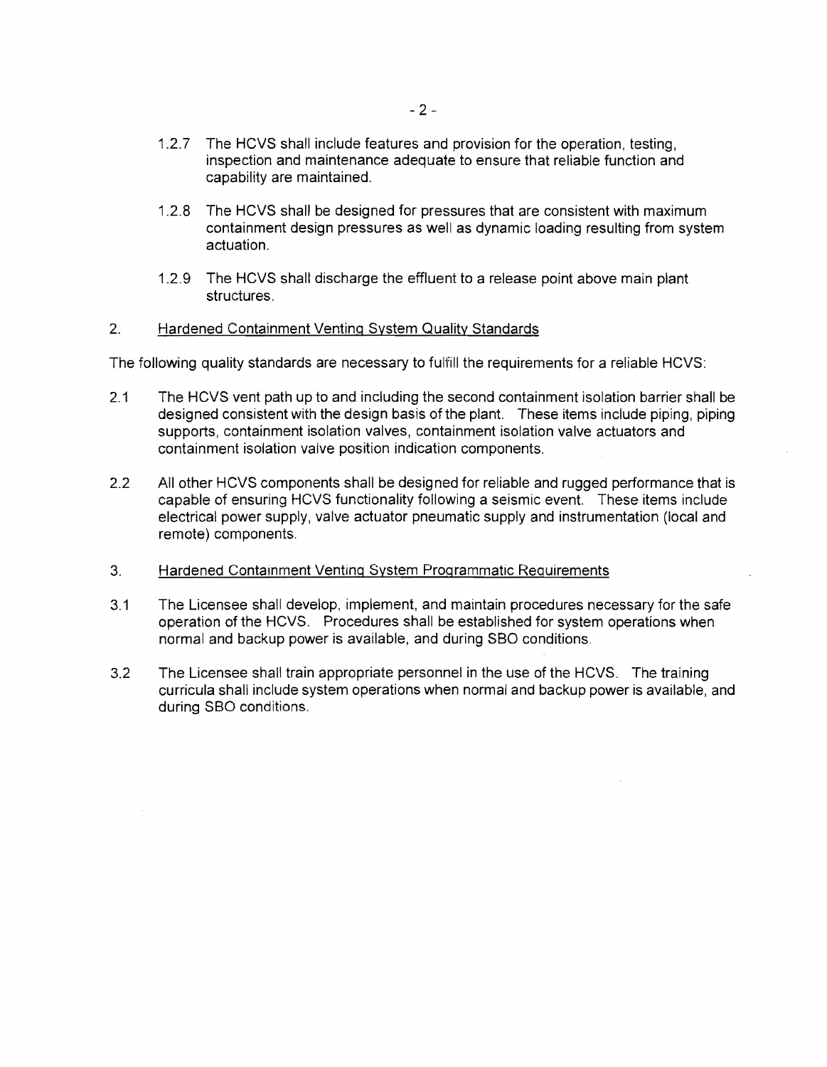1.2.7 The HCVS shall include features and provision for the operation, testing, inspection and maintenance adequate to ensure that reliable function and capability are maintained.

1.2.8 The HCVS shall be designed for pressures that are consistent with maximum containment design pressures as well as dynamic loading resulting from system actuation.

1.2.9 The HCVS shall discharge the effluent to a release point above main plant structures.

## 2. Hardened Containment Venting System Quality Standards

The following quality standards are necessary to fulfill the requirements for a reliable HCVS:

2.1 The HCVS vent path up to and including the second containment isolation barrier shall be designed consistent with the design basis of the plant. These items include piping, piping supports, containment isolation valves, containment isolation valve actuators and containment isolation valve position indication components.

2.2 All other HCVS components shall be designed for reliable and rugged performance that is capable of ensuring HCVS functionality following a seismic event. These items include electrical power supply, valve actuator pneumatic supply and instrumentation (local and remote) components.

## 3. Hardened Containment Venting System Programmatic Requirements

3.1 The Licensee shall develop, implement, and maintain procedures necessary for the safe operation of the HCVS. Procedures shall be established for system operations when normal and backup power is available, and during SBO conditions.

3.2 The Licensee shall train appropriate personnel in the use of the HCVS. The training curricula shall include system operations when normal and backup power is available, and during SBO conditions.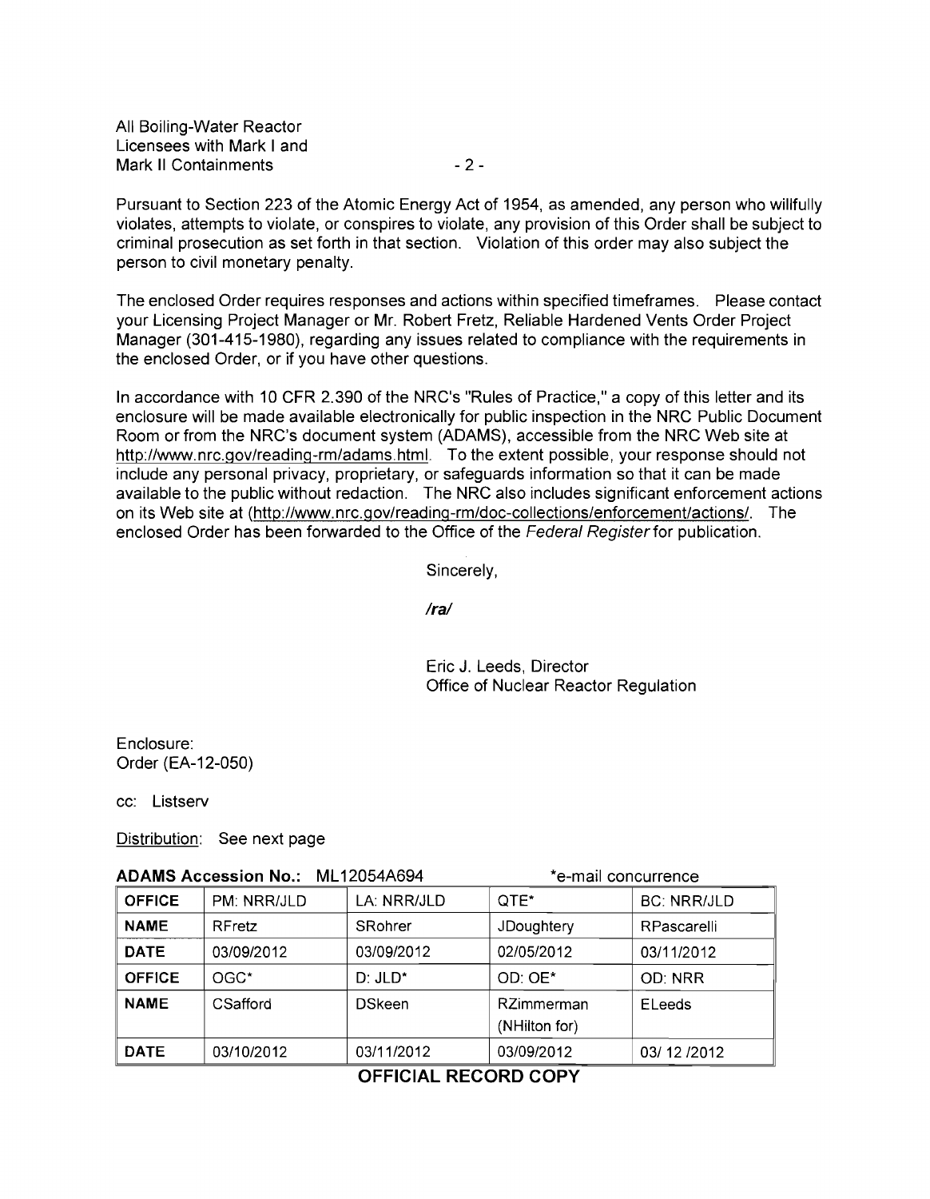All Boiling-Water Reactor
Licensees with Mark I and
Mark II Containments

Pursuant to Section 223 of the Atomic Energy Act of 1954, as amended, any person who willfully violates, attempts to violate, or conspires to violate, any provision of this Order shall be subject to criminal prosecution as set forth in that section. Violation of this order may also subject the person to civil monetary penalty.

The enclosed Order requires responses and actions within specified timeframes. Please contact your Licensing Project Manager or Mr. Robert Fretz, Reliable Hardened Vents Order Project Manager (301-415-1980), regarding any issues related to compliance with the requirements in the enclosed Order, or if you have other questions.

In accordance with 10 CFR 2.390 of the NRC's "Rules of Practice," a copy of this letter and its enclosure will be made available electronically for public inspection in the NRC Public Document Room or from the NRC's document system (ADAMS), accessible from the NRC Web site at http://www.nrc.gov/reading-rm/adams.html. To the extent possible, your response should not include any personal privacy, proprietary, or safeguards information so that it can be made available to the public without redaction. The NRC also includes significant enforcement actions on its Web site at (http://www.nrc.gov/reading-rm/doc-collections/enforcement/actions/. The enclosed Order has been forwarded to the Office of the *Federal Register* for publication.

Sincerely,

*/ra/*

Eric J. Leeds, Director
Office of Nuclear Reactor Regulation

Enclosure:
Order (EA-12-050)

cc: Listserv

Distribution: See next page

**ADAMS Accession No.:** ML12054A694 *e-mail concurrence

| **OFFICE** | PM: NRR/JLD | LA: NRR/JLD | QTE* | BC: NRR/JLD |
|---|---|---|---|---|
| **NAME** | RFretz | SRohrer | JDoughtery | RPascarelli |
| **DATE** | 03/09/2012 | 03/09/2012 | 02/05/2012 | 03/11/2012 |
| **OFFICE** | OGC* | D: JLD* | OD: OE* | OD: NRR |
| **NAME** | CSafford | DSkeen | RZimmerman (NHilton for) | ELeeds |
| **DATE** | 03/10/2012 | 03/11/2012 | 03/09/2012 | 03/ 12 /2012 |

**OFFICIAL RECORD COPY**